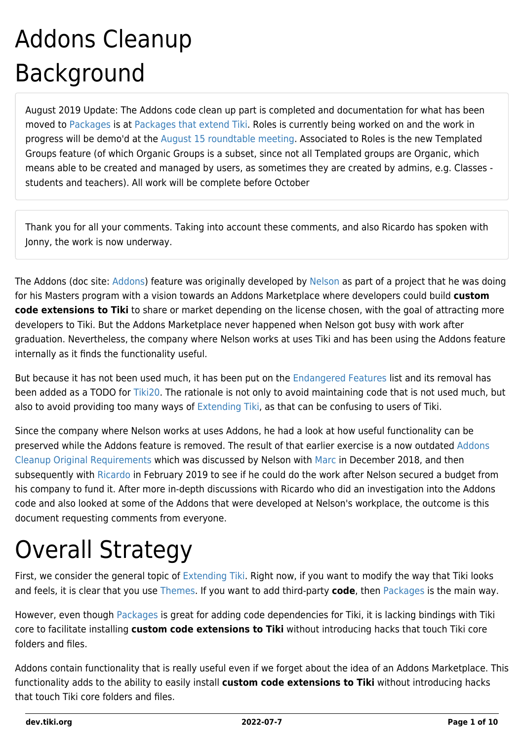# Addons Cleanup

# Background

August 2019 Update: The Addons code clean up part is completed and documentation for what has been moved to Packages is at Packages that extend Tiki. Roles is currently being worked on and the work in progress will be demo'd at the August 15 roundtable meeting. Associated to Roles is the new Templated Groups feature (of which Organic Groups is a subset, since not all Templated groups are Organic, which means able to be created and managed by users, as sometimes they are created by admins, e.g. Classes - students and teachers). All work will be complete before October

Thank you for all your comments. Taking into account these comments, and also Ricardo has spoken with Jonny, the work is now underway.

The Addons (doc site: Addons) feature was originally developed by Nelson as part of a project that he was doing for his Masters program with a vision towards an Addons Marketplace where developers could build **custom code extensions to Tiki** to share or market depending on the license chosen, with the goal of attracting more developers to Tiki. But the Addons Marketplace never happened when Nelson got busy with work after graduation. Nevertheless, the company where Nelson works at uses Tiki and has been using the Addons feature internally as it finds the functionality useful.

But because it has not been used much, it has been put on the Endangered Features list and its removal has been added as a TODO for Tiki20. The rationale is not only to avoid maintaining code that is not used much, but also to avoid providing too many ways of Extending Tiki, as that can be confusing to users of Tiki.

Since the company where Nelson works at uses Addons, he had a look at how useful functionality can be preserved while the Addons feature is removed. The result of that earlier exercise is a now outdated Addons Cleanup Original Requirements which was discussed by Nelson with Marc in December 2018, and then subsequently with Ricardo in February 2019 to see if he could do the work after Nelson secured a budget from his company to fund it. After more in-depth discussions with Ricardo who did an investigation into the Addons code and also looked at some of the Addons that were developed at Nelson's workplace, the outcome is this document requesting comments from everyone.

# Overall Strategy

First, we consider the general topic of Extending Tiki. Right now, if you want to modify the way that Tiki looks and feels, it is clear that you use Themes. If you want to add third-party **code**, then Packages is the main way.

However, even though Packages is great for adding code dependencies for Tiki, it is lacking bindings with Tiki core to facilitate installing **custom code extensions to Tiki** without introducing hacks that touch Tiki core folders and files.

Addons contain functionality that is really useful even if we forget about the idea of an Addons Marketplace. This functionality adds to the ability to easily install **custom code extensions to Tiki** without introducing hacks that touch Tiki core folders and files.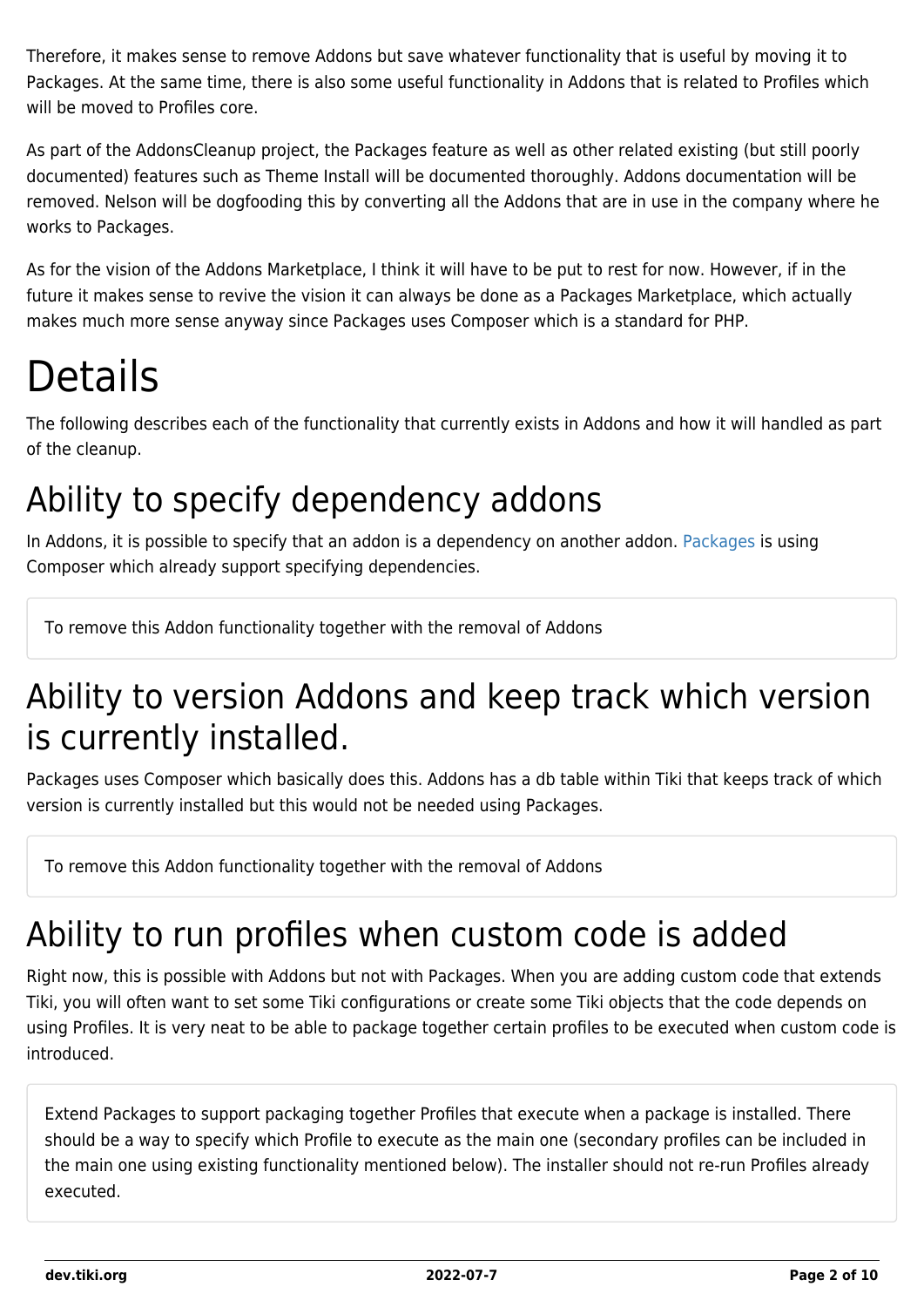Therefore, it makes sense to remove Addons but save whatever functionality that is useful by moving it to Packages. At the same time, there is also some useful functionality in Addons that is related to Profiles which will be moved to Profiles core.

As part of the AddonsCleanup project, the Packages feature as well as other related existing (but still poorly documented) features such as Theme Install will be documented thoroughly. Addons documentation will be removed. Nelson will be dogfooding this by converting all the Addons that are in use in the company where he works to Packages.

As for the vision of the Addons Marketplace, I think it will have to be put to rest for now. However, if in the future it makes sense to revive the vision it can always be done as a Packages Marketplace, which actually makes much more sense anyway since Packages uses Composer which is a standard for PHP.

# Details

The following describes each of the functionality that currently exists in Addons and how it will handled as part of the cleanup.

## Ability to specify dependency addons

In Addons, it is possible to specify that an addon is a dependency on another addon. Packages is using Composer which already support specifying dependencies.

> To remove this Addon functionality together with the removal of Addons

## Ability to version Addons and keep track which version is currently installed.

Packages uses Composer which basically does this. Addons has a db table within Tiki that keeps track of which version is currently installed but this would not be needed using Packages.

> To remove this Addon functionality together with the removal of Addons

## Ability to run profiles when custom code is added

Right now, this is possible with Addons but not with Packages. When you are adding custom code that extends Tiki, you will often want to set some Tiki configurations or create some Tiki objects that the code depends on using Profiles. It is very neat to be able to package together certain profiles to be executed when custom code is introduced.

> Extend Packages to support packaging together Profiles that execute when a package is installed. There should be a way to specify which Profile to execute as the main one (secondary profiles can be included in the main one using existing functionality mentioned below). The installer should not re-run Profiles already executed.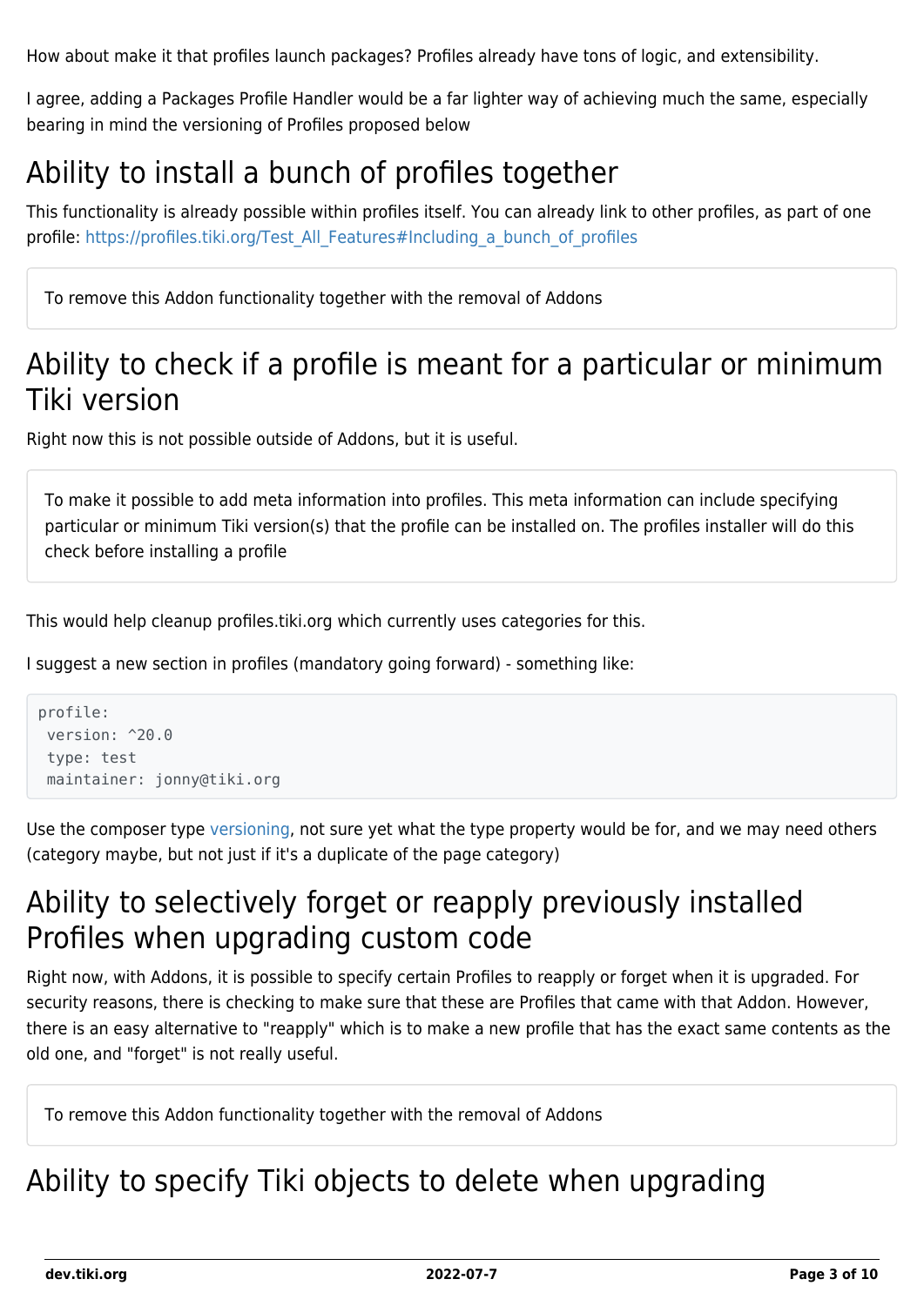How about make it that profiles launch packages? Profiles already have tons of logic, and extensibility.

I agree, adding a Packages Profile Handler would be a far lighter way of achieving much the same, especially bearing in mind the versioning of Profiles proposed below

# Ability to install a bunch of profiles together

This functionality is already possible within profiles itself. You can already link to other profiles, as part of one profile: https://profiles.tiki.org/Test_All_Features#Including_a_bunch_of_profiles

> To remove this Addon functionality together with the removal of Addons

# Ability to check if a profile is meant for a particular or minimum Tiki version

Right now this is not possible outside of Addons, but it is useful.

> To make it possible to add meta information into profiles. This meta information can include specifying particular or minimum Tiki version(s) that the profile can be installed on. The profiles installer will do this check before installing a profile

This would help cleanup profiles.tiki.org which currently uses categories for this.

I suggest a new section in profiles (mandatory going forward) - something like:

```
profile:
 version: ^20.0
 type: test
 maintainer: jonny@tiki.org
```

Use the composer type versioning, not sure yet what the type property would be for, and we may need others (category maybe, but not just if it's a duplicate of the page category)

# Ability to selectively forget or reapply previously installed Profiles when upgrading custom code

Right now, with Addons, it is possible to specify certain Profiles to reapply or forget when it is upgraded. For security reasons, there is checking to make sure that these are Profiles that came with that Addon. However, there is an easy alternative to "reapply" which is to make a new profile that has the exact same contents as the old one, and "forget" is not really useful.

> To remove this Addon functionality together with the removal of Addons

# Ability to specify Tiki objects to delete when upgrading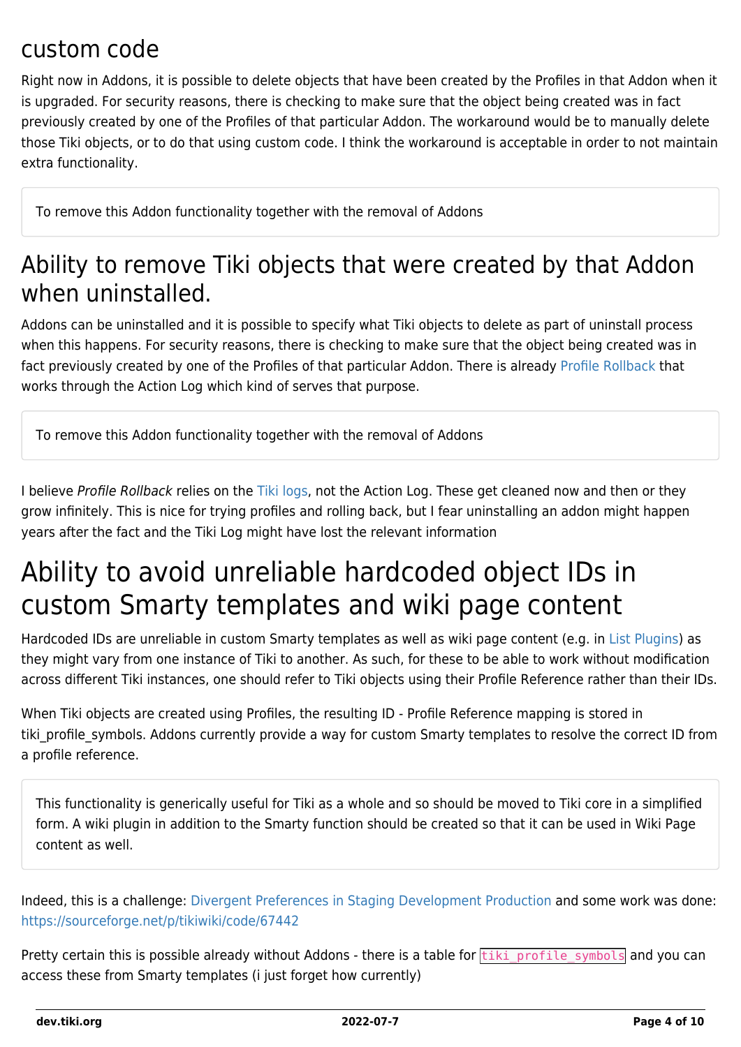# custom code

Right now in Addons, it is possible to delete objects that have been created by the Profiles in that Addon when it is upgraded. For security reasons, there is checking to make sure that the object being created was in fact previously created by one of the Profiles of that particular Addon. The workaround would be to manually delete those Tiki objects, or to do that using custom code. I think the workaround is acceptable in order to not maintain extra functionality.

> To remove this Addon functionality together with the removal of Addons

# Ability to remove Tiki objects that were created by that Addon when uninstalled.

Addons can be uninstalled and it is possible to specify what Tiki objects to delete as part of uninstall process when this happens. For security reasons, there is checking to make sure that the object being created was in fact previously created by one of the Profiles of that particular Addon. There is already Profile Rollback that works through the Action Log which kind of serves that purpose.

> To remove this Addon functionality together with the removal of Addons

I believe *Profile Rollback* relies on the Tiki logs, not the Action Log. These get cleaned now and then or they grow infinitely. This is nice for trying profiles and rolling back, but I fear uninstalling an addon might happen years after the fact and the Tiki Log might have lost the relevant information

# Ability to avoid unreliable hardcoded object IDs in custom Smarty templates and wiki page content

Hardcoded IDs are unreliable in custom Smarty templates as well as wiki page content (e.g. in List Plugins) as they might vary from one instance of Tiki to another. As such, for these to be able to work without modification across different Tiki instances, one should refer to Tiki objects using their Profile Reference rather than their IDs.

When Tiki objects are created using Profiles, the resulting ID - Profile Reference mapping is stored in tiki_profile_symbols. Addons currently provide a way for custom Smarty templates to resolve the correct ID from a profile reference.

> This functionality is generically useful for Tiki as a whole and so should be moved to Tiki core in a simplified form. A wiki plugin in addition to the Smarty function should be created so that it can be used in Wiki Page content as well.

Indeed, this is a challenge: Divergent Preferences in Staging Development Production and some work was done: https://sourceforge.net/p/tikiwiki/code/67442

Pretty certain this is possible already without Addons - there is a table for `tiki_profile_symbols` and you can access these from Smarty templates (i just forget how currently)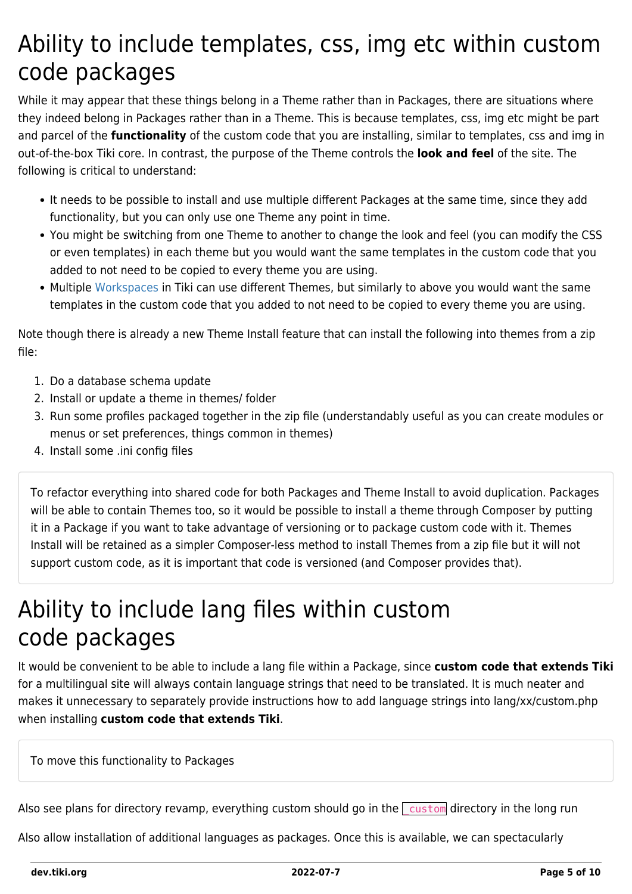# Ability to include templates, css, img etc within custom code packages

While it may appear that these things belong in a Theme rather than in Packages, there are situations where they indeed belong in Packages rather than in a Theme. This is because templates, css, img etc might be part and parcel of the **functionality** of the custom code that you are installing, similar to templates, css and img in out-of-the-box Tiki core. In contrast, the purpose of the Theme controls the **look and feel** of the site. The following is critical to understand:

- It needs to be possible to install and use multiple different Packages at the same time, since they add functionality, but you can only use one Theme any point in time.
- You might be switching from one Theme to another to change the look and feel (you can modify the CSS or even templates) in each theme but you would want the same templates in the custom code that you added to not need to be copied to every theme you are using.
- Multiple Workspaces in Tiki can use different Themes, but similarly to above you would want the same templates in the custom code that you added to not need to be copied to every theme you are using.

Note though there is already a new Theme Install feature that can install the following into themes from a zip file:

1. Do a database schema update
2. Install or update a theme in themes/ folder
3. Run some profiles packaged together in the zip file (understandably useful as you can create modules or menus or set preferences, things common in themes)
4. Install some .ini config files

> To refactor everything into shared code for both Packages and Theme Install to avoid duplication. Packages will be able to contain Themes too, so it would be possible to install a theme through Composer by putting it in a Package if you want to take advantage of versioning or to package custom code with it. Themes Install will be retained as a simpler Composer-less method to install Themes from a zip file but it will not support custom code, as it is important that code is versioned (and Composer provides that).

# Ability to include lang files within custom code packages

It would be convenient to be able to include a lang file within a Package, since **custom code that extends Tiki** for a multilingual site will always contain language strings that need to be translated. It is much neater and makes it unnecessary to separately provide instructions how to add language strings into lang/xx/custom.php when installing **custom code that extends Tiki**.

> To move this functionality to Packages

Also see plans for directory revamp, everything custom should go in the `_custom` directory in the long run

Also allow installation of additional languages as packages. Once this is available, we can spectacularly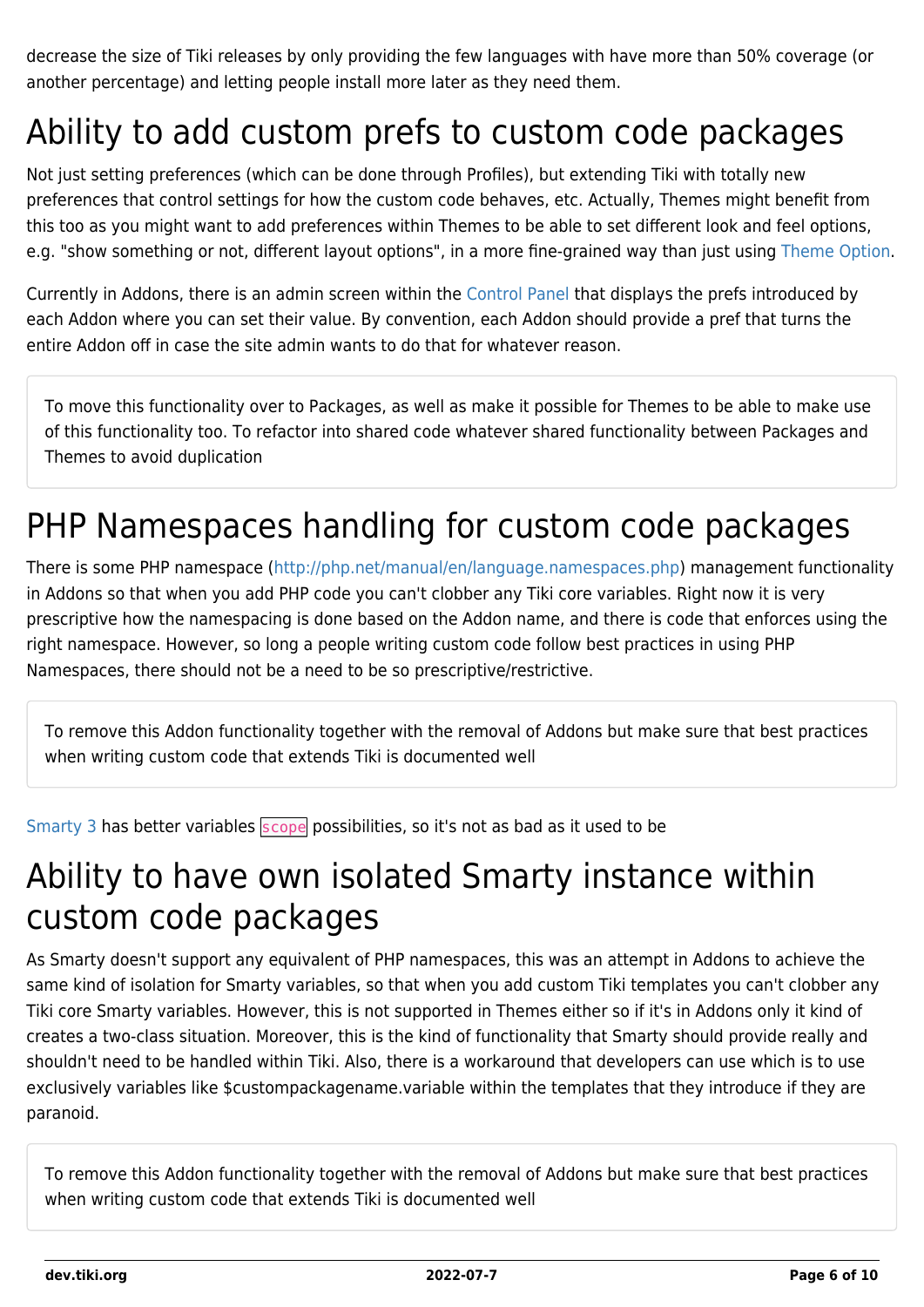decrease the size of Tiki releases by only providing the few languages with have more than 50% coverage (or another percentage) and letting people install more later as they need them.

# Ability to add custom prefs to custom code packages

Not just setting preferences (which can be done through Profiles), but extending Tiki with totally new preferences that control settings for how the custom code behaves, etc. Actually, Themes might benefit from this too as you might want to add preferences within Themes to be able to set different look and feel options, e.g. "show something or not, different layout options", in a more fine-grained way than just using Theme Option.

Currently in Addons, there is an admin screen within the Control Panel that displays the prefs introduced by each Addon where you can set their value. By convention, each Addon should provide a pref that turns the entire Addon off in case the site admin wants to do that for whatever reason.

> To move this functionality over to Packages, as well as make it possible for Themes to be able to make use of this functionality too. To refactor into shared code whatever shared functionality between Packages and Themes to avoid duplication

# PHP Namespaces handling for custom code packages

There is some PHP namespace (http://php.net/manual/en/language.namespaces.php) management functionality in Addons so that when you add PHP code you can't clobber any Tiki core variables. Right now it is very prescriptive how the namespacing is done based on the Addon name, and there is code that enforces using the right namespace. However, so long a people writing custom code follow best practices in using PHP Namespaces, there should not be a need to be so prescriptive/restrictive.

> To remove this Addon functionality together with the removal of Addons but make sure that best practices when writing custom code that extends Tiki is documented well

Smarty 3 has better variables `scope` possibilities, so it's not as bad as it used to be

# Ability to have own isolated Smarty instance within custom code packages

As Smarty doesn't support any equivalent of PHP namespaces, this was an attempt in Addons to achieve the same kind of isolation for Smarty variables, so that when you add custom Tiki templates you can't clobber any Tiki core Smarty variables. However, this is not supported in Themes either so if it's in Addons only it kind of creates a two-class situation. Moreover, this is the kind of functionality that Smarty should provide really and shouldn't need to be handled within Tiki. Also, there is a workaround that developers can use which is to use exclusively variables like $custompackagename.variable within the templates that they introduce if they are paranoid.

> To remove this Addon functionality together with the removal of Addons but make sure that best practices when writing custom code that extends Tiki is documented well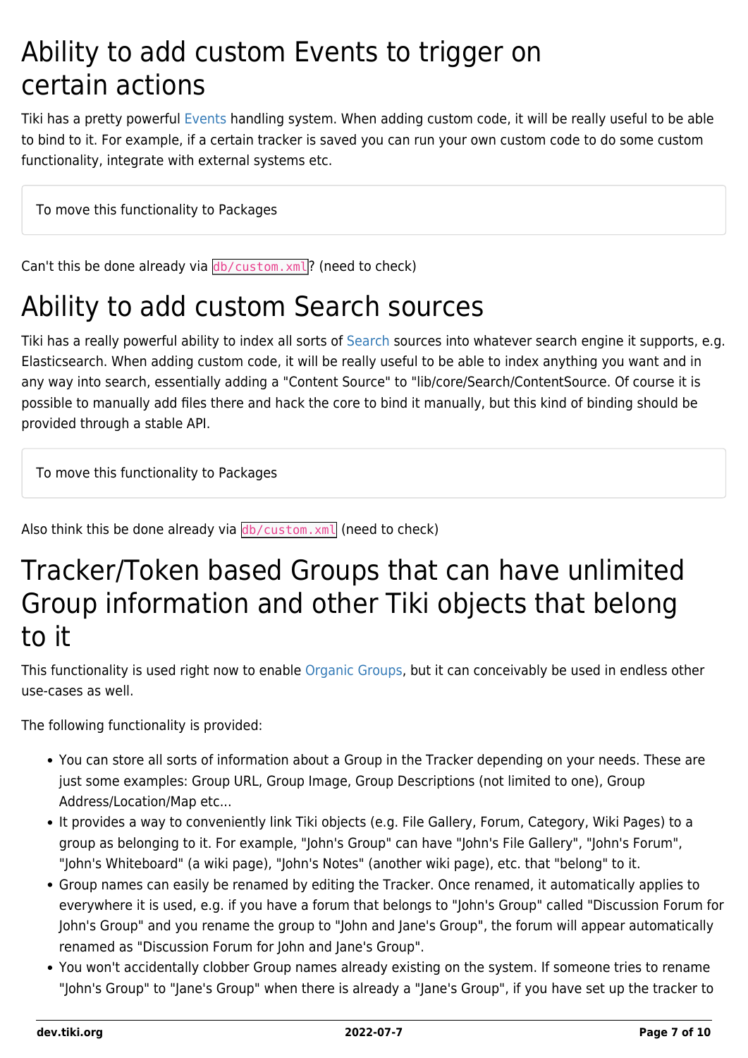# Ability to add custom Events to trigger on certain actions

Tiki has a pretty powerful Events handling system. When adding custom code, it will be really useful to be able to bind to it. For example, if a certain tracker is saved you can run your own custom code to do some custom functionality, integrate with external systems etc.

> To move this functionality to Packages

Can't this be done already via `db/custom.xml`? (need to check)

# Ability to add custom Search sources

Tiki has a really powerful ability to index all sorts of Search sources into whatever search engine it supports, e.g. Elasticsearch. When adding custom code, it will be really useful to be able to index anything you want and in any way into search, essentially adding a "Content Source" to "lib/core/Search/ContentSource. Of course it is possible to manually add files there and hack the core to bind it manually, but this kind of binding should be provided through a stable API.

> To move this functionality to Packages

Also think this be done already via `db/custom.xml` (need to check)

# Tracker/Token based Groups that can have unlimited Group information and other Tiki objects that belong to it

This functionality is used right now to enable Organic Groups, but it can conceivably be used in endless other use-cases as well.

The following functionality is provided:

- You can store all sorts of information about a Group in the Tracker depending on your needs. These are just some examples: Group URL, Group Image, Group Descriptions (not limited to one), Group Address/Location/Map etc...
- It provides a way to conveniently link Tiki objects (e.g. File Gallery, Forum, Category, Wiki Pages) to a group as belonging to it. For example, "John's Group" can have "John's File Gallery", "John's Forum", "John's Whiteboard" (a wiki page), "John's Notes" (another wiki page), etc. that "belong" to it.
- Group names can easily be renamed by editing the Tracker. Once renamed, it automatically applies to everywhere it is used, e.g. if you have a forum that belongs to "John's Group" called "Discussion Forum for John's Group" and you rename the group to "John and Jane's Group", the forum will appear automatically renamed as "Discussion Forum for John and Jane's Group".
- You won't accidentally clobber Group names already existing on the system. If someone tries to rename "John's Group" to "Jane's Group" when there is already a "Jane's Group", if you have set up the tracker to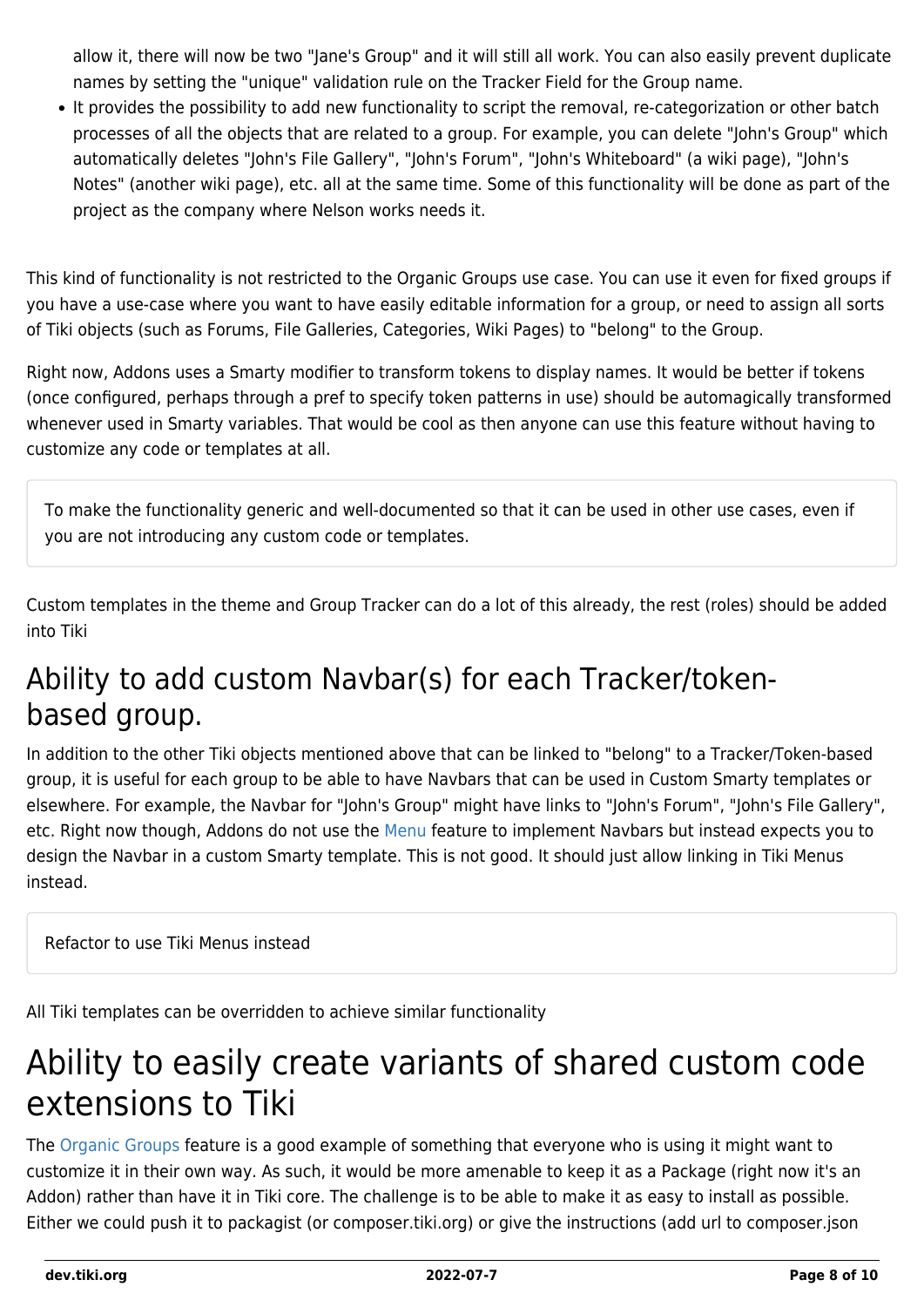allow it, there will now be two "Jane's Group" and it will still all work. You can also easily prevent duplicate names by setting the "unique" validation rule on the Tracker Field for the Group name.

- It provides the possibility to add new functionality to script the removal, re-categorization or other batch processes of all the objects that are related to a group. For example, you can delete "John's Group" which automatically deletes "John's File Gallery", "John's Forum", "John's Whiteboard" (a wiki page), "John's Notes" (another wiki page), etc. all at the same time. Some of this functionality will be done as part of the project as the company where Nelson works needs it.

This kind of functionality is not restricted to the Organic Groups use case. You can use it even for fixed groups if you have a use-case where you want to have easily editable information for a group, or need to assign all sorts of Tiki objects (such as Forums, File Galleries, Categories, Wiki Pages) to "belong" to the Group.

Right now, Addons uses a Smarty modifier to transform tokens to display names. It would be better if tokens (once configured, perhaps through a pref to specify token patterns in use) should be automagically transformed whenever used in Smarty variables. That would be cool as then anyone can use this feature without having to customize any code or templates at all.

> To make the functionality generic and well-documented so that it can be used in other use cases, even if you are not introducing any custom code or templates.

Custom templates in the theme and Group Tracker can do a lot of this already, the rest (roles) should be added into Tiki

## Ability to add custom Navbar(s) for each Tracker/token-based group.

In addition to the other Tiki objects mentioned above that can be linked to "belong" to a Tracker/Token-based group, it is useful for each group to be able to have Navbars that can be used in Custom Smarty templates or elsewhere. For example, the Navbar for "John's Group" might have links to "John's Forum", "John's File Gallery", etc. Right now though, Addons do not use the Menu feature to implement Navbars but instead expects you to design the Navbar in a custom Smarty template. This is not good. It should just allow linking in Tiki Menus instead.

> Refactor to use Tiki Menus instead

All Tiki templates can be overridden to achieve similar functionality

## Ability to easily create variants of shared custom code extensions to Tiki

The Organic Groups feature is a good example of something that everyone who is using it might want to customize it in their own way. As such, it would be more amenable to keep it as a Package (right now it's an Addon) rather than have it in Tiki core. The challenge is to be able to make it as easy to install as possible. Either we could push it to packagist (or composer.tiki.org) or give the instructions (add url to composer.json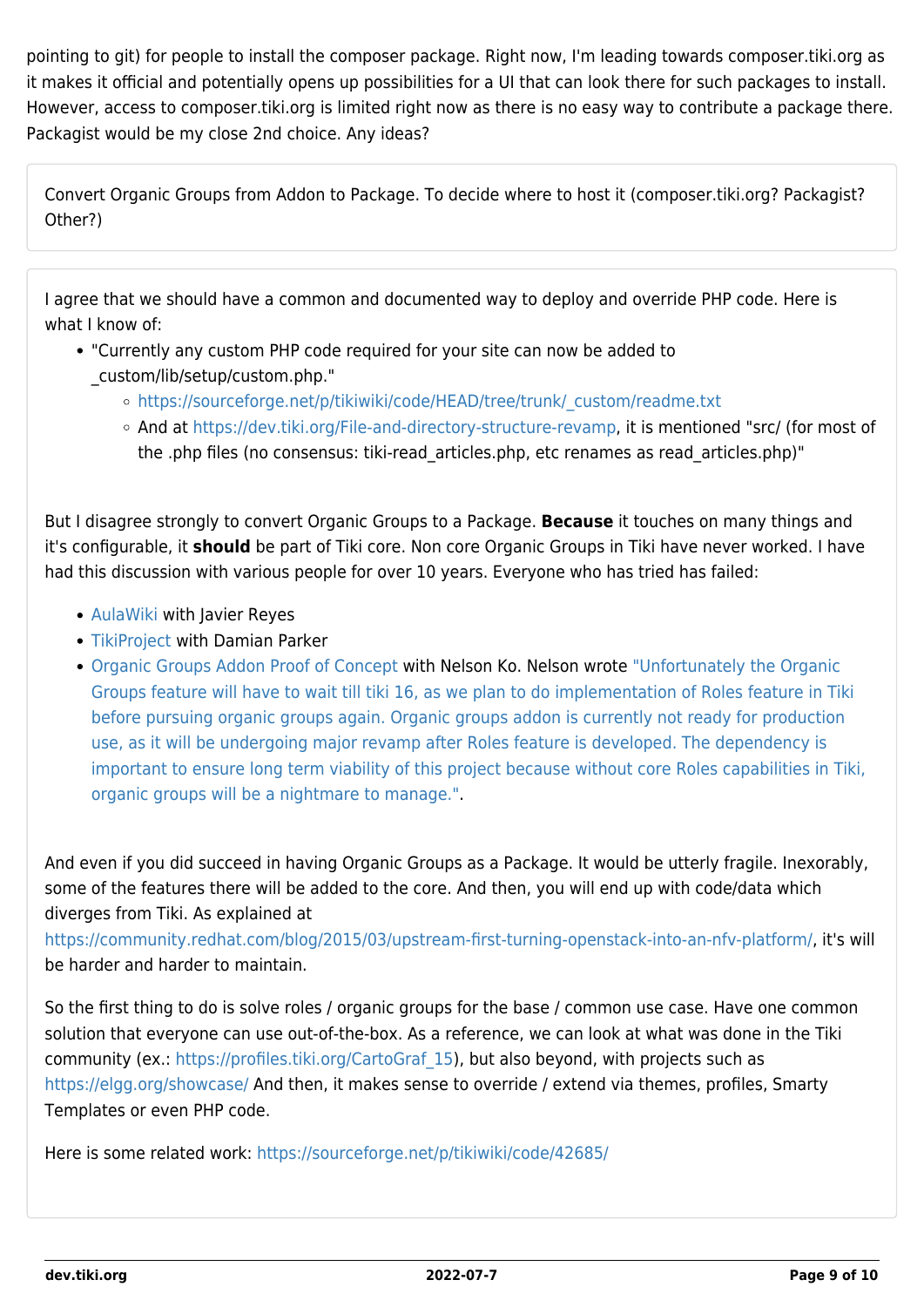pointing to git) for people to install the composer package. Right now, I'm leading towards composer.tiki.org as it makes it official and potentially opens up possibilities for a UI that can look there for such packages to install. However, access to composer.tiki.org is limited right now as there is no easy way to contribute a package there. Packagist would be my close 2nd choice. Any ideas?

Convert Organic Groups from Addon to Package. To decide where to host it (composer.tiki.org? Packagist? Other?)

I agree that we should have a common and documented way to deploy and override PHP code. Here is what I know of:

- "Currently any custom PHP code required for your site can now be added to _custom/lib/setup/custom.php."
  - https://sourceforge.net/p/tikiwiki/code/HEAD/tree/trunk/_custom/readme.txt
  - And at https://dev.tiki.org/File-and-directory-structure-revamp, it is mentioned "src/ (for most of the .php files (no consensus: tiki-read_articles.php, etc renames as read_articles.php)"

But I disagree strongly to convert Organic Groups to a Package. **Because** it touches on many things and it's configurable, it **should** be part of Tiki core. Non core Organic Groups in Tiki have never worked. I have had this discussion with various people for over 10 years. Everyone who has tried has failed:

- AulaWiki with Javier Reyes
- TikiProject with Damian Parker
- Organic Groups Addon Proof of Concept with Nelson Ko. Nelson wrote "Unfortunately the Organic Groups feature will have to wait till tiki 16, as we plan to do implementation of Roles feature in Tiki before pursuing organic groups again. Organic groups addon is currently not ready for production use, as it will be undergoing major revamp after Roles feature is developed. The dependency is important to ensure long term viability of this project because without core Roles capabilities in Tiki, organic groups will be a nightmare to manage.".

And even if you did succeed in having Organic Groups as a Package. It would be utterly fragile. Inexorably, some of the features there will be added to the core. And then, you will end up with code/data which diverges from Tiki. As explained at https://community.redhat.com/blog/2015/03/upstream-first-turning-openstack-into-an-nfv-platform/, it's will be harder and harder to maintain.

So the first thing to do is solve roles / organic groups for the base / common use case. Have one common solution that everyone can use out-of-the-box. As a reference, we can look at what was done in the Tiki community (ex.: https://profiles.tiki.org/CartoGraf_15), but also beyond, with projects such as https://elgg.org/showcase/ And then, it makes sense to override / extend via themes, profiles, Smarty Templates or even PHP code.

Here is some related work: https://sourceforge.net/p/tikiwiki/code/42685/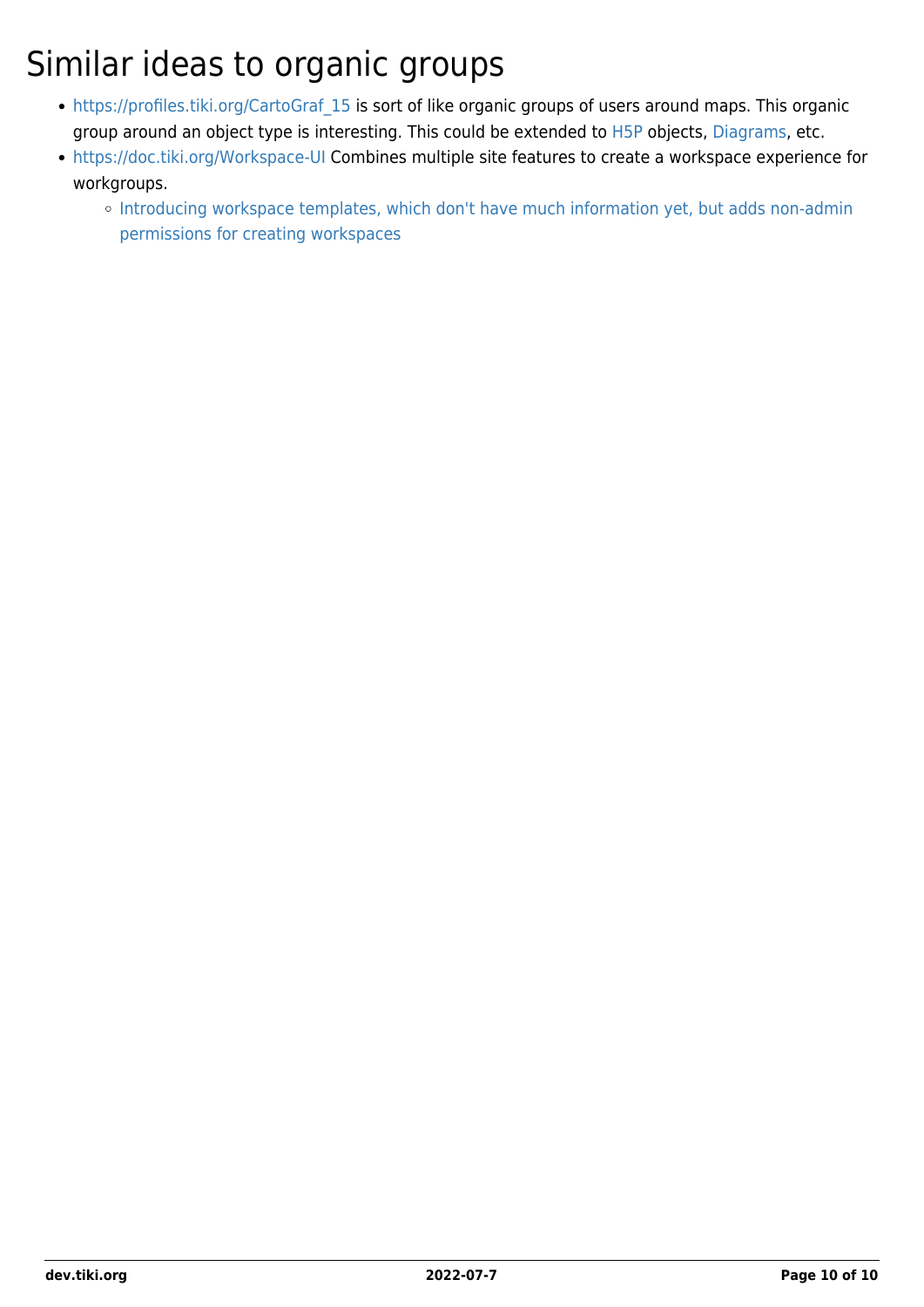# Similar ideas to organic groups

- https://profiles.tiki.org/CartoGraf_15 is sort of like organic groups of users around maps. This organic group around an object type is interesting. This could be extended to H5P objects, Diagrams, etc.
- https://doc.tiki.org/Workspace-UI Combines multiple site features to create a workspace experience for workgroups.
  - Introducing workspace templates, which don't have much information yet, but adds non-admin permissions for creating workspaces